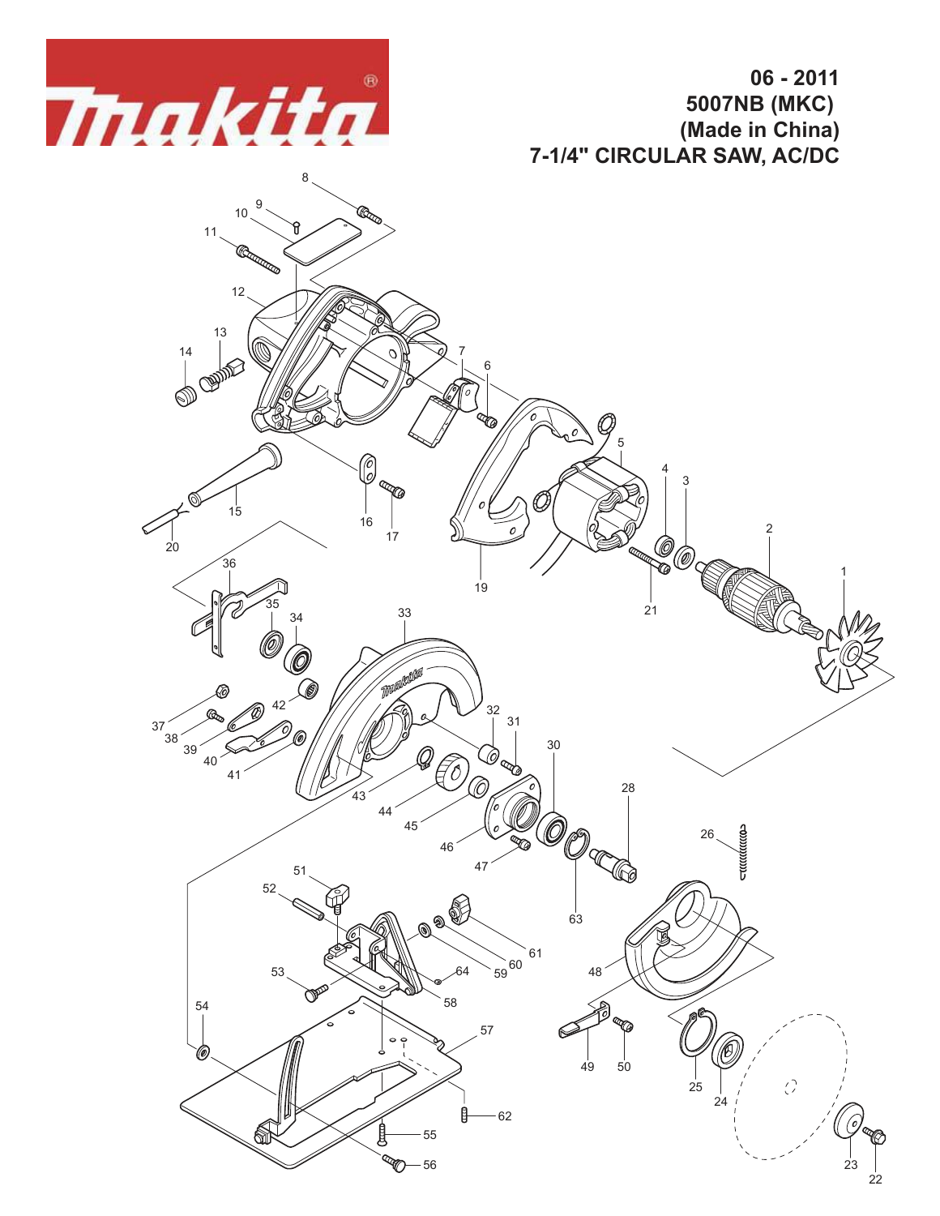Makita®

**06 - 2011**
**5007NB (MKC)**
**(Made in China)**
**7-1/4" CIRCULAR SAW, AC/DC**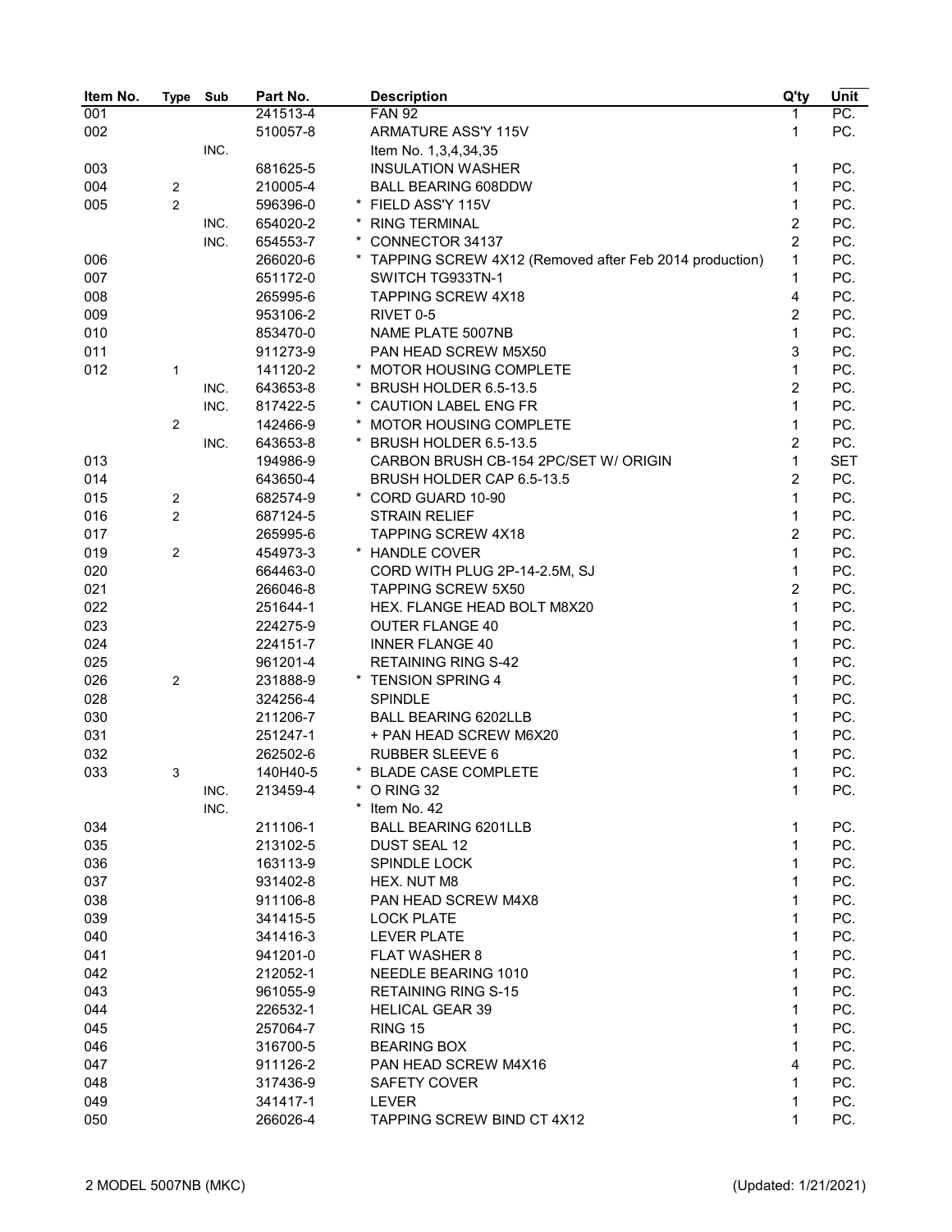| Item No. | Type | Sub | Part No. | Description | Q'ty | Unit |
|---|---|---|---|---|---|---|
| 001 | | | 241513-4 | FAN 92 | 1 | PC. |
| 002 | | | 510057-8 | ARMATURE ASS'Y 115V | 1 | PC. |
| | | INC. | | Item No. 1,3,4,34,35 | | |
| 003 | | | 681625-5 | INSULATION WASHER | 1 | PC. |
| 004 | 2 | | 210005-4 | BALL BEARING 608DDW | 1 | PC. |
| 005 | 2 | | 596396-0 | * FIELD ASS'Y 115V | 1 | PC. |
| | | INC. | 654020-2 | * RING TERMINAL | 2 | PC. |
| | | INC. | 654553-7 | * CONNECTOR 34137 | 2 | PC. |
| 006 | | | 266020-6 | * TAPPING SCREW 4X12 (Removed after Feb 2014 production) | 1 | PC. |
| 007 | | | 651172-0 | SWITCH TG933TN-1 | 1 | PC. |
| 008 | | | 265995-6 | TAPPING SCREW 4X18 | 4 | PC. |
| 009 | | | 953106-2 | RIVET 0-5 | 2 | PC. |
| 010 | | | 853470-0 | NAME PLATE 5007NB | 1 | PC. |
| 011 | | | 911273-9 | PAN HEAD SCREW M5X50 | 3 | PC. |
| 012 | 1 | | 141120-2 | * MOTOR HOUSING COMPLETE | 1 | PC. |
| | | INC. | 643653-8 | * BRUSH HOLDER 6.5-13.5 | 2 | PC. |
| | | INC. | 817422-5 | * CAUTION LABEL ENG FR | 1 | PC. |
| | 2 | | 142466-9 | * MOTOR HOUSING COMPLETE | 1 | PC. |
| | | INC. | 643653-8 | * BRUSH HOLDER 6.5-13.5 | 2 | PC. |
| 013 | | | 194986-9 | CARBON BRUSH CB-154 2PC/SET W/ ORIGIN | 1 | SET |
| 014 | | | 643650-4 | BRUSH HOLDER CAP 6.5-13.5 | 2 | PC. |
| 015 | 2 | | 682574-9 | * CORD GUARD 10-90 | 1 | PC. |
| 016 | 2 | | 687124-5 | STRAIN RELIEF | 1 | PC. |
| 017 | | | 265995-6 | TAPPING SCREW 4X18 | 2 | PC. |
| 019 | 2 | | 454973-3 | * HANDLE COVER | 1 | PC. |
| 020 | | | 664463-0 | CORD WITH PLUG 2P-14-2.5M, SJ | 1 | PC. |
| 021 | | | 266046-8 | TAPPING SCREW 5X50 | 2 | PC. |
| 022 | | | 251644-1 | HEX. FLANGE HEAD BOLT M8X20 | 1 | PC. |
| 023 | | | 224275-9 | OUTER FLANGE 40 | 1 | PC. |
| 024 | | | 224151-7 | INNER FLANGE 40 | 1 | PC. |
| 025 | | | 961201-4 | RETAINING RING S-42 | 1 | PC. |
| 026 | 2 | | 231888-9 | * TENSION SPRING 4 | 1 | PC. |
| 028 | | | 324256-4 | SPINDLE | 1 | PC. |
| 030 | | | 211206-7 | BALL BEARING 6202LLB | 1 | PC. |
| 031 | | | 251247-1 | + PAN HEAD SCREW M6X20 | 1 | PC. |
| 032 | | | 262502-6 | RUBBER SLEEVE 6 | 1 | PC. |
| 033 | 3 | | 140H40-5 | * BLADE CASE COMPLETE | 1 | PC. |
| | | INC. | 213459-4 | * O RING 32 | 1 | PC. |
| | | INC. | | * Item No. 42 | | |
| 034 | | | 211106-1 | BALL BEARING 6201LLB | 1 | PC. |
| 035 | | | 213102-5 | DUST SEAL 12 | 1 | PC. |
| 036 | | | 163113-9 | SPINDLE LOCK | 1 | PC. |
| 037 | | | 931402-8 | HEX. NUT M8 | 1 | PC. |
| 038 | | | 911106-8 | PAN HEAD SCREW M4X8 | 1 | PC. |
| 039 | | | 341415-5 | LOCK PLATE | 1 | PC. |
| 040 | | | 341416-3 | LEVER PLATE | 1 | PC. |
| 041 | | | 941201-0 | FLAT WASHER 8 | 1 | PC. |
| 042 | | | 212052-1 | NEEDLE BEARING 1010 | 1 | PC. |
| 043 | | | 961055-9 | RETAINING RING S-15 | 1 | PC. |
| 044 | | | 226532-1 | HELICAL GEAR 39 | 1 | PC. |
| 045 | | | 257064-7 | RING 15 | 1 | PC. |
| 046 | | | 316700-5 | BEARING BOX | 1 | PC. |
| 047 | | | 911126-2 | PAN HEAD SCREW M4X16 | 4 | PC. |
| 048 | | | 317436-9 | SAFETY COVER | 1 | PC. |
| 049 | | | 341417-1 | LEVER | 1 | PC. |
| 050 | | | 266026-4 | TAPPING SCREW BIND CT 4X12 | 1 | PC. |

MODEL 5007NB (MKC) (Updated: 1/21/2021)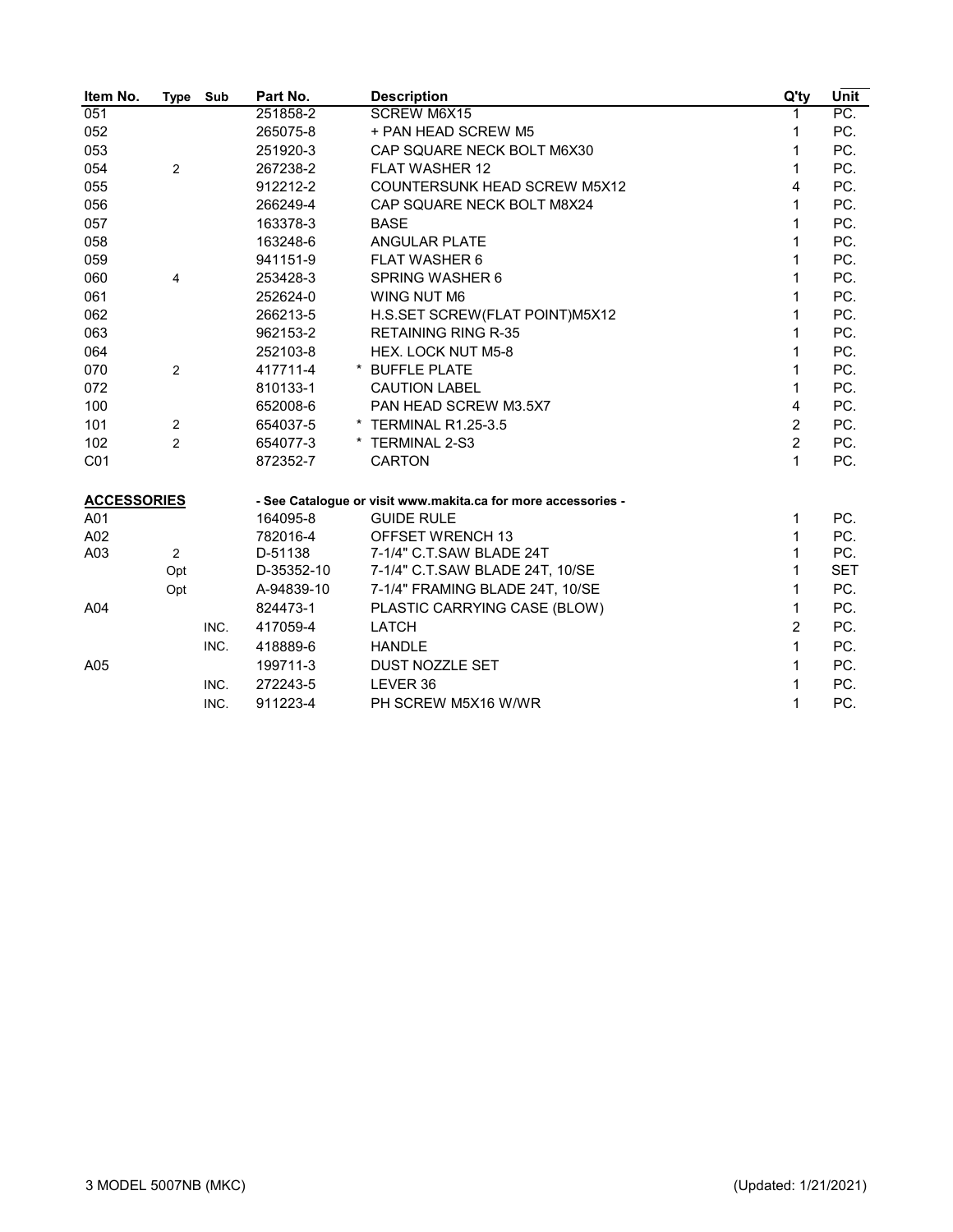| Item No. | Type | Sub | Part No. | Description | Q'ty | Unit |
|---|---|---|---|---|---|---|
| 051 | | | 251858-2 | SCREW M6X15 | 1 | PC. |
| 052 | | | 265075-8 | + PAN HEAD SCREW M5 | 1 | PC. |
| 053 | | | 251920-3 | CAP SQUARE NECK BOLT M6X30 | 1 | PC. |
| 054 | 2 | | 267238-2 | FLAT WASHER 12 | 1 | PC. |
| 055 | | | 912212-2 | COUNTERSUNK HEAD SCREW M5X12 | 4 | PC. |
| 056 | | | 266249-4 | CAP SQUARE NECK BOLT M8X24 | 1 | PC. |
| 057 | | | 163378-3 | BASE | 1 | PC. |
| 058 | | | 163248-6 | ANGULAR PLATE | 1 | PC. |
| 059 | | | 941151-9 | FLAT WASHER 6 | 1 | PC. |
| 060 | 4 | | 253428-3 | SPRING WASHER 6 | 1 | PC. |
| 061 | | | 252624-0 | WING NUT M6 | 1 | PC. |
| 062 | | | 266213-5 | H.S.SET SCREW(FLAT POINT)M5X12 | 1 | PC. |
| 063 | | | 962153-2 | RETAINING RING R-35 | 1 | PC. |
| 064 | | | 252103-8 | HEX. LOCK NUT M5-8 | 1 | PC. |
| 070 | 2 | | 417711-4 | * BUFFLE PLATE | 1 | PC. |
| 072 | | | 810133-1 | CAUTION LABEL | 1 | PC. |
| 100 | | | 652008-6 | PAN HEAD SCREW M3.5X7 | 4 | PC. |
| 101 | 2 | | 654037-5 | * TERMINAL R1.25-3.5 | 2 | PC. |
| 102 | 2 | | 654077-3 | * TERMINAL 2-S3 | 2 | PC. |
| C01 | | | 872352-7 | CARTON | 1 | PC. |

**ACCESSORIES** - See Catalogue or visit www.makita.ca for more accessories -

| Item No. | Type | Sub | Part No. | Description | Q'ty | Unit |
|---|---|---|---|---|---|---|
| A01 | | | 164095-8 | GUIDE RULE | 1 | PC. |
| A02 | | | 782016-4 | OFFSET WRENCH 13 | 1 | PC. |
| A03 | 2 | | D-51138 | 7-1/4" C.T.SAW BLADE 24T | 1 | PC. |
| | Opt | | D-35352-10 | 7-1/4" C.T.SAW BLADE 24T, 10/SE | 1 | SET |
| | Opt | | A-94839-10 | 7-1/4" FRAMING BLADE 24T, 10/SE | 1 | PC. |
| A04 | | | 824473-1 | PLASTIC CARRYING CASE (BLOW) | 1 | PC. |
| | | INC. | 417059-4 | LATCH | 2 | PC. |
| | | INC. | 418889-6 | HANDLE | 1 | PC. |
| A05 | | | 199711-3 | DUST NOZZLE SET | 1 | PC. |
| | | INC. | 272243-5 | LEVER 36 | 1 | PC. |
| | | INC. | 911223-4 | PH SCREW M5X16 W/WR | 1 | PC. |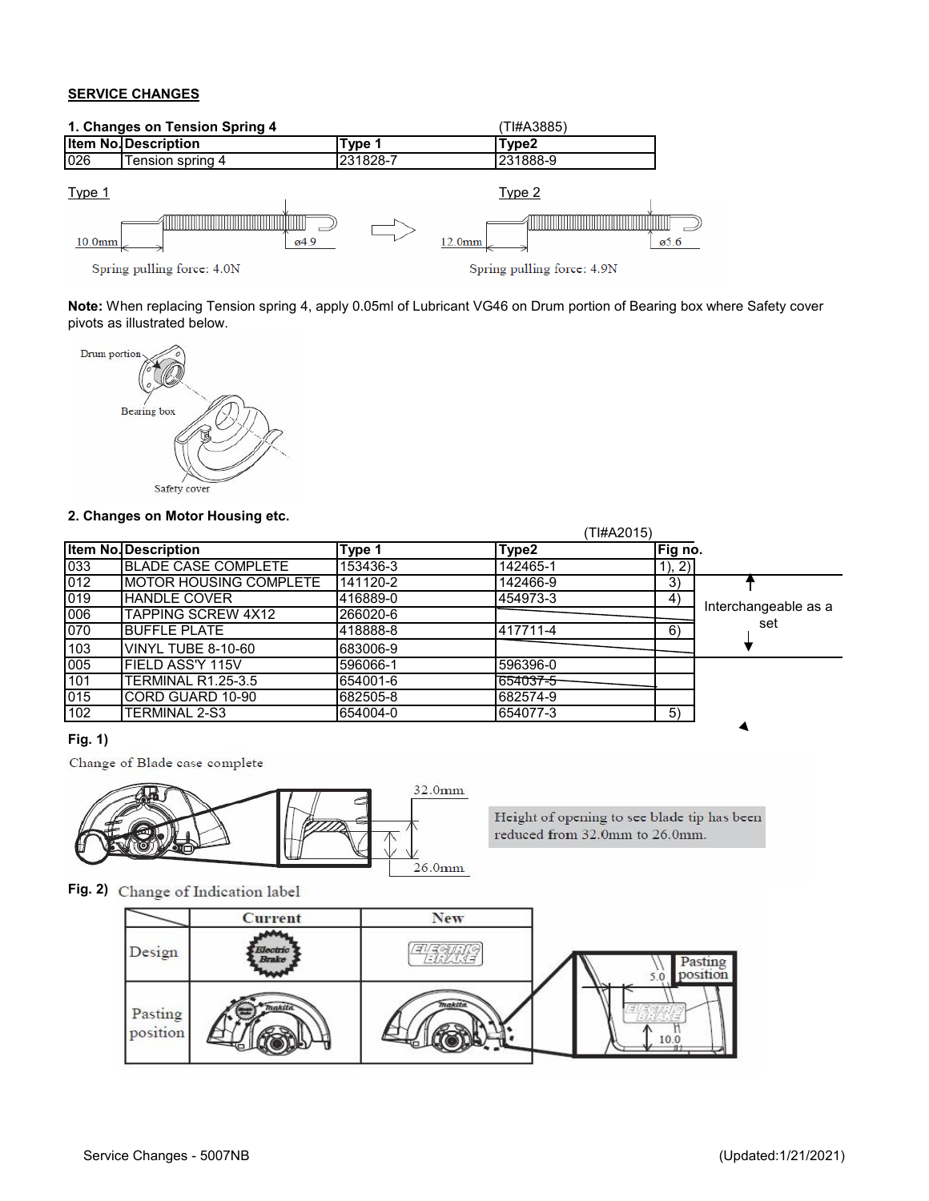## SERVICE CHANGES

### 1. Changes on Tension Spring 4

(TI#A3885)

| Item No. | Description | Type 1 | Type2 |
|---|---|---|---|
| 026 | Tension spring 4 | 231828-7 | 231888-9 |

Type 1

10.0mm ø4.9

Spring pulling force: 4.0N

Type 2

12.0mm ø5.6

Spring pulling force: 4.9N

**Note:** When replacing Tension spring 4, apply 0.05ml of Lubricant VG46 on Drum portion of Bearing box where Safety cover pivots as illustrated below.

Drum portion

Bearing box

Safety cover

### 2. Changes on Motor Housing etc.

(TI#A2015)

| Item No. | Description | Type 1 | Type2 | Fig no. | |
|---|---|---|---|---|---|
| 033 | BLADE CASE COMPLETE | 153436-3 | 142465-1 | 1), 2) | |
| 012 | MOTOR HOUSING COMPLETE | 141120-2 | 142466-9 | 3) | Interchangeable as a set |
| 019 | HANDLE COVER | 416889-0 | 454973-3 | 4) | |
| 006 | TAPPING SCREW 4X12 | 266020-6 | | | |
| 070 | BUFFLE PLATE | 418888-8 | 417711-4 | 6) | |
| 103 | VINYL TUBE 8-10-60 | 683006-9 | | | |
| 005 | FIELD ASS'Y 115V | 596066-1 | 596396-0 | | |
| 101 | TERMINAL R1.25-3.5 | 654001-6 | ~~654037-5~~ | | |
| 015 | CORD GUARD 10-90 | 682505-8 | 682574-9 | | |
| 102 | TERMINAL 2-S3 | 654004-0 | 654077-3 | 5) | |

**Fig. 1)**

Change of Blade case complete

32.0mm

26.0mm

Height of opening to see blade tip has been reduced from 32.0mm to 26.0mm.

**Fig. 2)** Change of Indication label

| | Current | New |
|---|---|---|
| Design | Electric Brake | ELECTRIC BRAKE |
| Pasting position | | |

Pasting position

5.0

10.0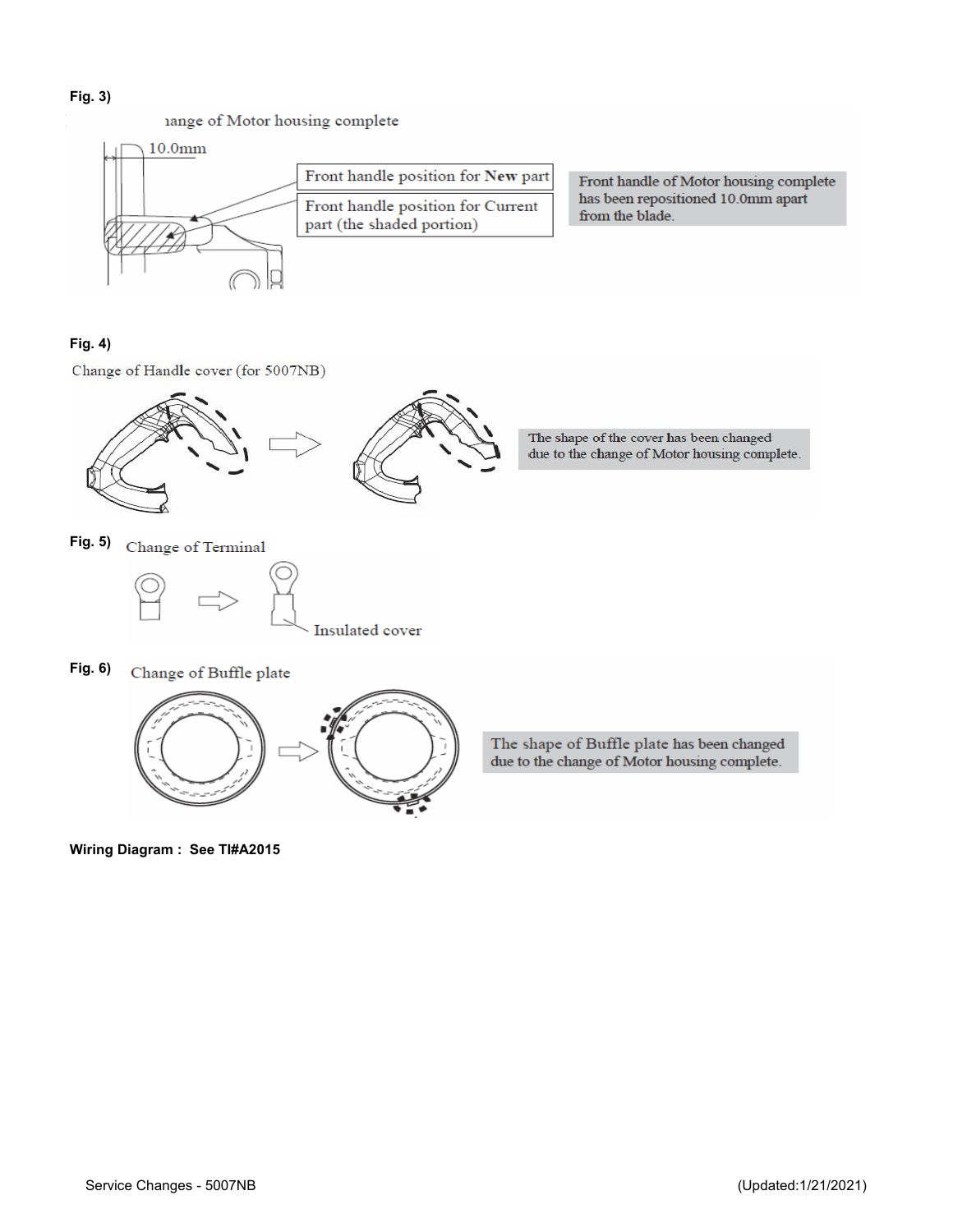**Fig. 3)**

ıange of Motor housing complete

10.0mm

Front handle position for New part

Front handle position for Current part (the shaded portion)

Front handle of Motor housing complete has been repositioned 10.0mm apart from the blade.

**Fig. 4)**

Change of Handle cover (for 5007NB)

The shape of the cover has been changed due to the change of Motor housing complete.

**Fig. 5)** Change of Terminal

Insulated cover

**Fig. 6)** Change of Buffle plate

The shape of Buffle plate has been changed due to the change of Motor housing complete.

**Wiring Diagram : See TI#A2015**

Service Changes - 5007NB (Updated:1/21/2021)